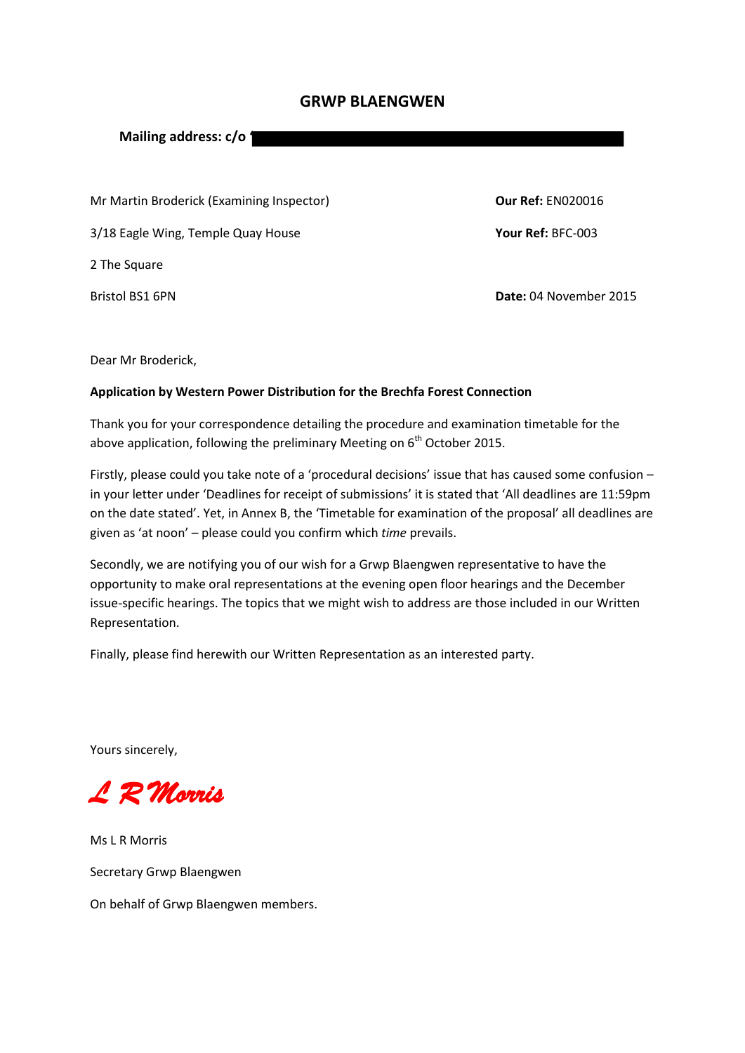# GRWP BLAENGWEN

**Mailing address: c/o**

Mr Martin Broderick (Examining Inspector)
3/18 Eagle Wing, Temple Quay House
2 The Square
Bristol BS1 6PN

**Our Ref:** EN020016
**Your Ref:** BFC-003
**Date:** 04 November 2015

Dear Mr Broderick,

**Application by Western Power Distribution for the Brechfa Forest Connection**

Thank you for your correspondence detailing the procedure and examination timetable for the above application, following the preliminary Meeting on 6th October 2015.

Firstly, please could you take note of a 'procedural decisions' issue that has caused some confusion – in your letter under 'Deadlines for receipt of submissions' it is stated that 'All deadlines are 11:59pm on the date stated'. Yet, in Annex B, the 'Timetable for examination of the proposal' all deadlines are given as 'at noon' – please could you confirm which *time* prevails.

Secondly, we are notifying you of our wish for a Grwp Blaengwen representative to have the opportunity to make oral representations at the evening open floor hearings and the December issue-specific hearings. The topics that we might wish to address are those included in our Written Representation.

Finally, please find herewith our Written Representation as an interested party.

Yours sincerely,

*L R Morris*

Ms L R Morris
Secretary Grwp Blaengwen
On behalf of Grwp Blaengwen members.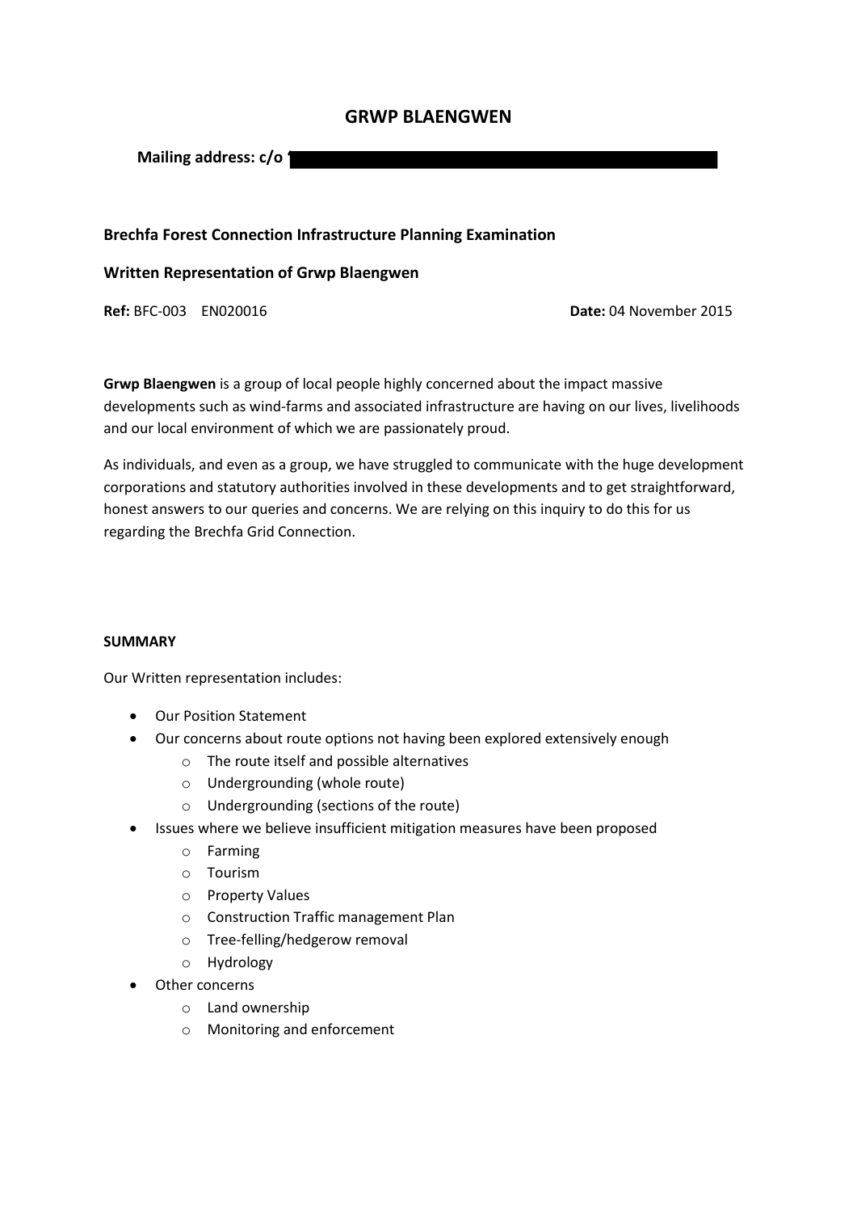# GRWP BLAENGWEN

**Mailing address: c/o**

**Brechfa Forest Connection Infrastructure Planning Examination**

**Written Representation of Grwp Blaengwen**

**Ref:** BFC-003 EN020016 **Date:** 04 November 2015

**Grwp Blaengwen** is a group of local people highly concerned about the impact massive developments such as wind-farms and associated infrastructure are having on our lives, livelihoods and our local environment of which we are passionately proud.

As individuals, and even as a group, we have struggled to communicate with the huge development corporations and statutory authorities involved in these developments and to get straightforward, honest answers to our queries and concerns. We are relying on this inquiry to do this for us regarding the Brechfa Grid Connection.

**SUMMARY**

Our Written representation includes:

- Our Position Statement
- Our concerns about route options not having been explored extensively enough
  - The route itself and possible alternatives
  - Undergrounding (whole route)
  - Undergrounding (sections of the route)
- Issues where we believe insufficient mitigation measures have been proposed
  - Farming
  - Tourism
  - Property Values
  - Construction Traffic management Plan
  - Tree-felling/hedgerow removal
  - Hydrology
- Other concerns
  - Land ownership
  - Monitoring and enforcement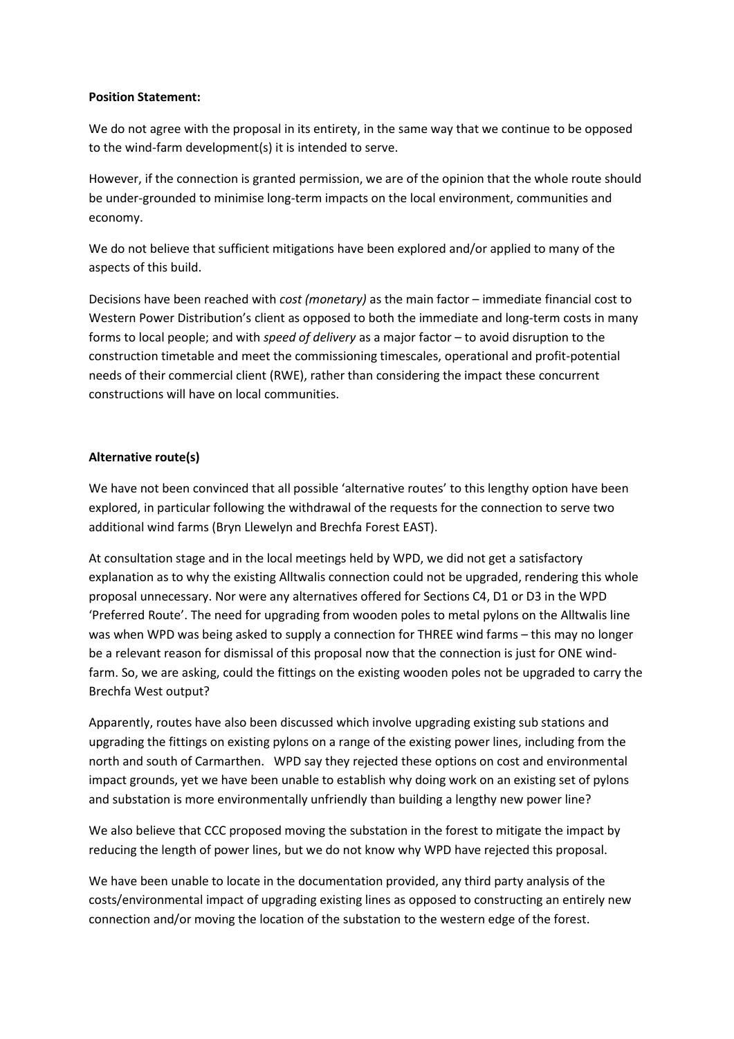**Position Statement:**

We do not agree with the proposal in its entirety, in the same way that we continue to be opposed to the wind-farm development(s) it is intended to serve.

However, if the connection is granted permission, we are of the opinion that the whole route should be under-grounded to minimise long-term impacts on the local environment, communities and economy.

We do not believe that sufficient mitigations have been explored and/or applied to many of the aspects of this build.

Decisions have been reached with *cost (monetary)* as the main factor – immediate financial cost to Western Power Distribution's client as opposed to both the immediate and long-term costs in many forms to local people; and with *speed of delivery* as a major factor – to avoid disruption to the construction timetable and meet the commissioning timescales, operational and profit-potential needs of their commercial client (RWE), rather than considering the impact these concurrent constructions will have on local communities.

**Alternative route(s)**

We have not been convinced that all possible 'alternative routes' to this lengthy option have been explored, in particular following the withdrawal of the requests for the connection to serve two additional wind farms (Bryn Llewelyn and Brechfa Forest EAST).

At consultation stage and in the local meetings held by WPD, we did not get a satisfactory explanation as to why the existing Alltwalis connection could not be upgraded, rendering this whole proposal unnecessary. Nor were any alternatives offered for Sections C4, D1 or D3 in the WPD 'Preferred Route'. The need for upgrading from wooden poles to metal pylons on the Alltwalis line was when WPD was being asked to supply a connection for THREE wind farms – this may no longer be a relevant reason for dismissal of this proposal now that the connection is just for ONE wind-farm. So, we are asking, could the fittings on the existing wooden poles not be upgraded to carry the Brechfa West output?

Apparently, routes have also been discussed which involve upgrading existing sub stations and upgrading the fittings on existing pylons on a range of the existing power lines, including from the north and south of Carmarthen. WPD say they rejected these options on cost and environmental impact grounds, yet we have been unable to establish why doing work on an existing set of pylons and substation is more environmentally unfriendly than building a lengthy new power line?

We also believe that CCC proposed moving the substation in the forest to mitigate the impact by reducing the length of power lines, but we do not know why WPD have rejected this proposal.

We have been unable to locate in the documentation provided, any third party analysis of the costs/environmental impact of upgrading existing lines as opposed to constructing an entirely new connection and/or moving the location of the substation to the western edge of the forest.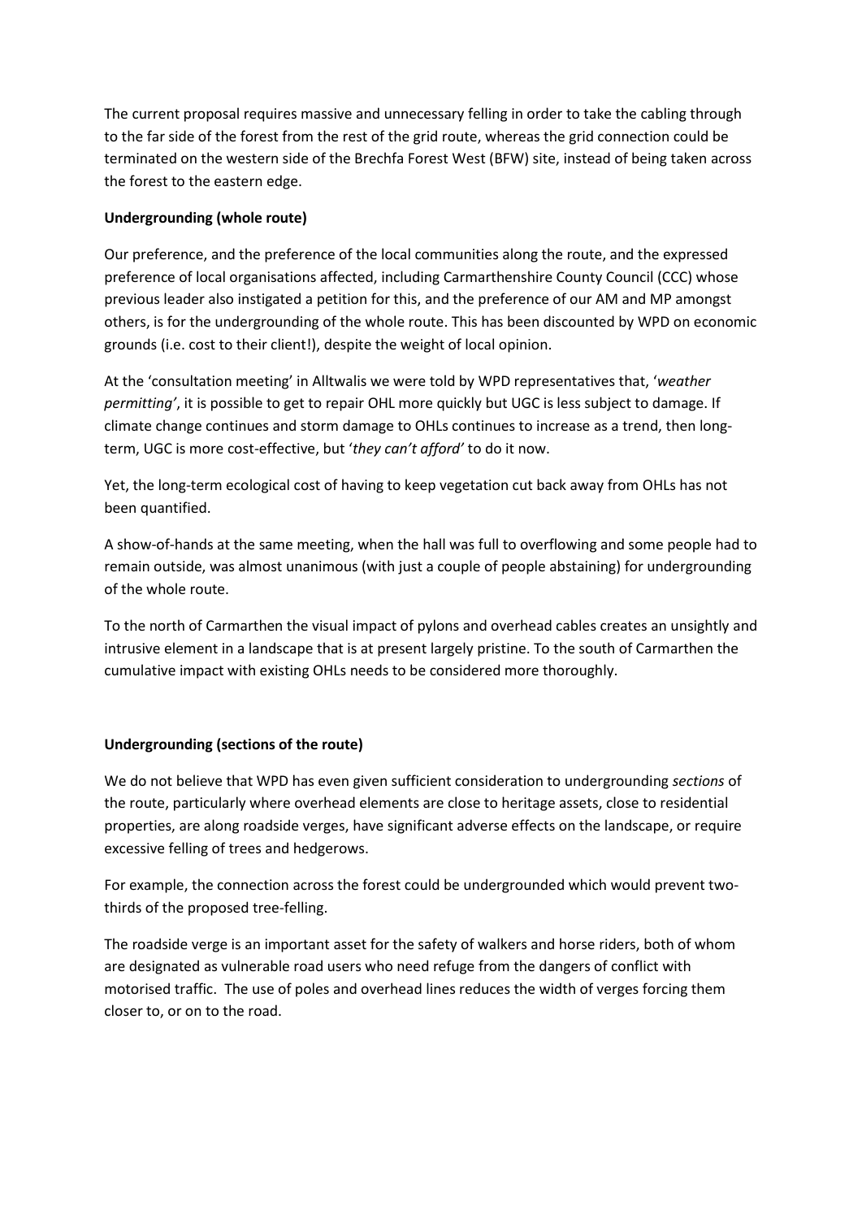The current proposal requires massive and unnecessary felling in order to take the cabling through to the far side of the forest from the rest of the grid route, whereas the grid connection could be terminated on the western side of the Brechfa Forest West (BFW) site, instead of being taken across the forest to the eastern edge.

**Undergrounding (whole route)**

Our preference, and the preference of the local communities along the route, and the expressed preference of local organisations affected, including Carmarthenshire County Council (CCC) whose previous leader also instigated a petition for this, and the preference of our AM and MP amongst others, is for the undergrounding of the whole route. This has been discounted by WPD on economic grounds (i.e. cost to their client!), despite the weight of local opinion.

At the 'consultation meeting' in Alltwalis we were told by WPD representatives that, '*weather permitting'*, it is possible to get to repair OHL more quickly but UGC is less subject to damage. If climate change continues and storm damage to OHLs continues to increase as a trend, then long-term, UGC is more cost-effective, but '*they can't afford'* to do it now.

Yet, the long-term ecological cost of having to keep vegetation cut back away from OHLs has not been quantified.

A show-of-hands at the same meeting, when the hall was full to overflowing and some people had to remain outside, was almost unanimous (with just a couple of people abstaining) for undergrounding of the whole route.

To the north of Carmarthen the visual impact of pylons and overhead cables creates an unsightly and intrusive element in a landscape that is at present largely pristine. To the south of Carmarthen the cumulative impact with existing OHLs needs to be considered more thoroughly.

**Undergrounding (sections of the route)**

We do not believe that WPD has even given sufficient consideration to undergrounding *sections* of the route, particularly where overhead elements are close to heritage assets, close to residential properties, are along roadside verges, have significant adverse effects on the landscape, or require excessive felling of trees and hedgerows.

For example, the connection across the forest could be undergrounded which would prevent two-thirds of the proposed tree-felling.

The roadside verge is an important asset for the safety of walkers and horse riders, both of whom are designated as vulnerable road users who need refuge from the dangers of conflict with motorised traffic. The use of poles and overhead lines reduces the width of verges forcing them closer to, or on to the road.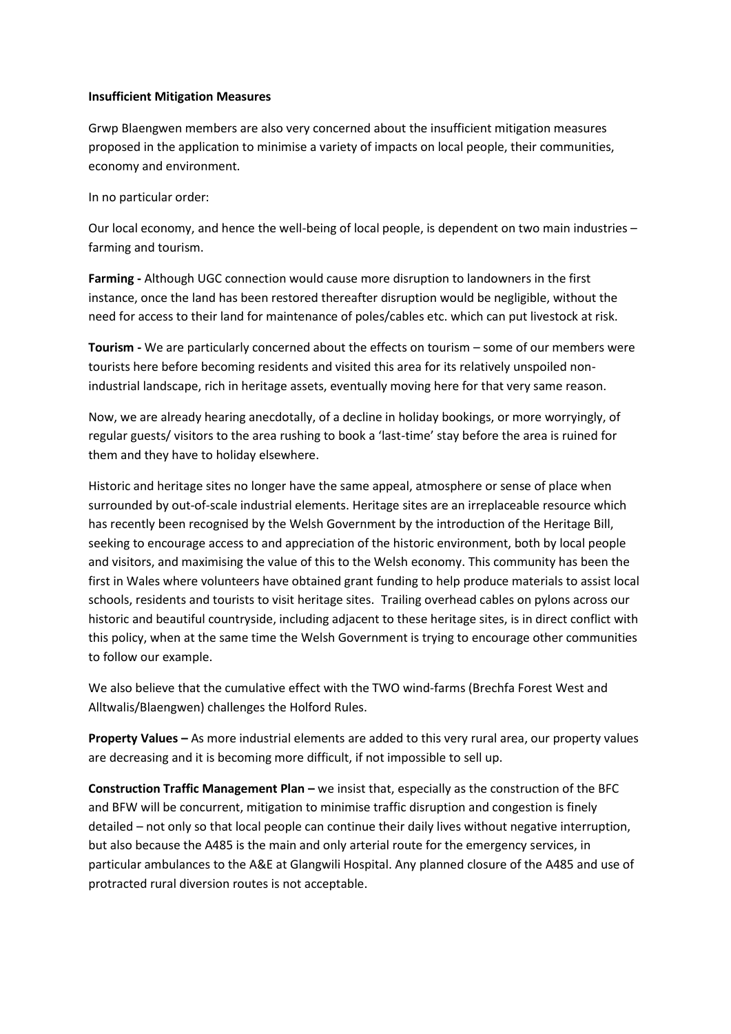**Insufficient Mitigation Measures**

Grwp Blaengwen members are also very concerned about the insufficient mitigation measures proposed in the application to minimise a variety of impacts on local people, their communities, economy and environment.

In no particular order:

Our local economy, and hence the well-being of local people, is dependent on two main industries – farming and tourism.

**Farming -** Although UGC connection would cause more disruption to landowners in the first instance, once the land has been restored thereafter disruption would be negligible, without the need for access to their land for maintenance of poles/cables etc. which can put livestock at risk.

**Tourism -** We are particularly concerned about the effects on tourism – some of our members were tourists here before becoming residents and visited this area for its relatively unspoiled non-industrial landscape, rich in heritage assets, eventually moving here for that very same reason.

Now, we are already hearing anecdotally, of a decline in holiday bookings, or more worryingly, of regular guests/ visitors to the area rushing to book a 'last-time' stay before the area is ruined for them and they have to holiday elsewhere.

Historic and heritage sites no longer have the same appeal, atmosphere or sense of place when surrounded by out-of-scale industrial elements. Heritage sites are an irreplaceable resource which has recently been recognised by the Welsh Government by the introduction of the Heritage Bill, seeking to encourage access to and appreciation of the historic environment, both by local people and visitors, and maximising the value of this to the Welsh economy. This community has been the first in Wales where volunteers have obtained grant funding to help produce materials to assist local schools, residents and tourists to visit heritage sites. Trailing overhead cables on pylons across our historic and beautiful countryside, including adjacent to these heritage sites, is in direct conflict with this policy, when at the same time the Welsh Government is trying to encourage other communities to follow our example.

We also believe that the cumulative effect with the TWO wind-farms (Brechfa Forest West and Alltwalis/Blaengwen) challenges the Holford Rules.

**Property Values –** As more industrial elements are added to this very rural area, our property values are decreasing and it is becoming more difficult, if not impossible to sell up.

**Construction Traffic Management Plan –** we insist that, especially as the construction of the BFC and BFW will be concurrent, mitigation to minimise traffic disruption and congestion is finely detailed – not only so that local people can continue their daily lives without negative interruption, but also because the A485 is the main and only arterial route for the emergency services, in particular ambulances to the A&E at Glangwili Hospital. Any planned closure of the A485 and use of protracted rural diversion routes is not acceptable.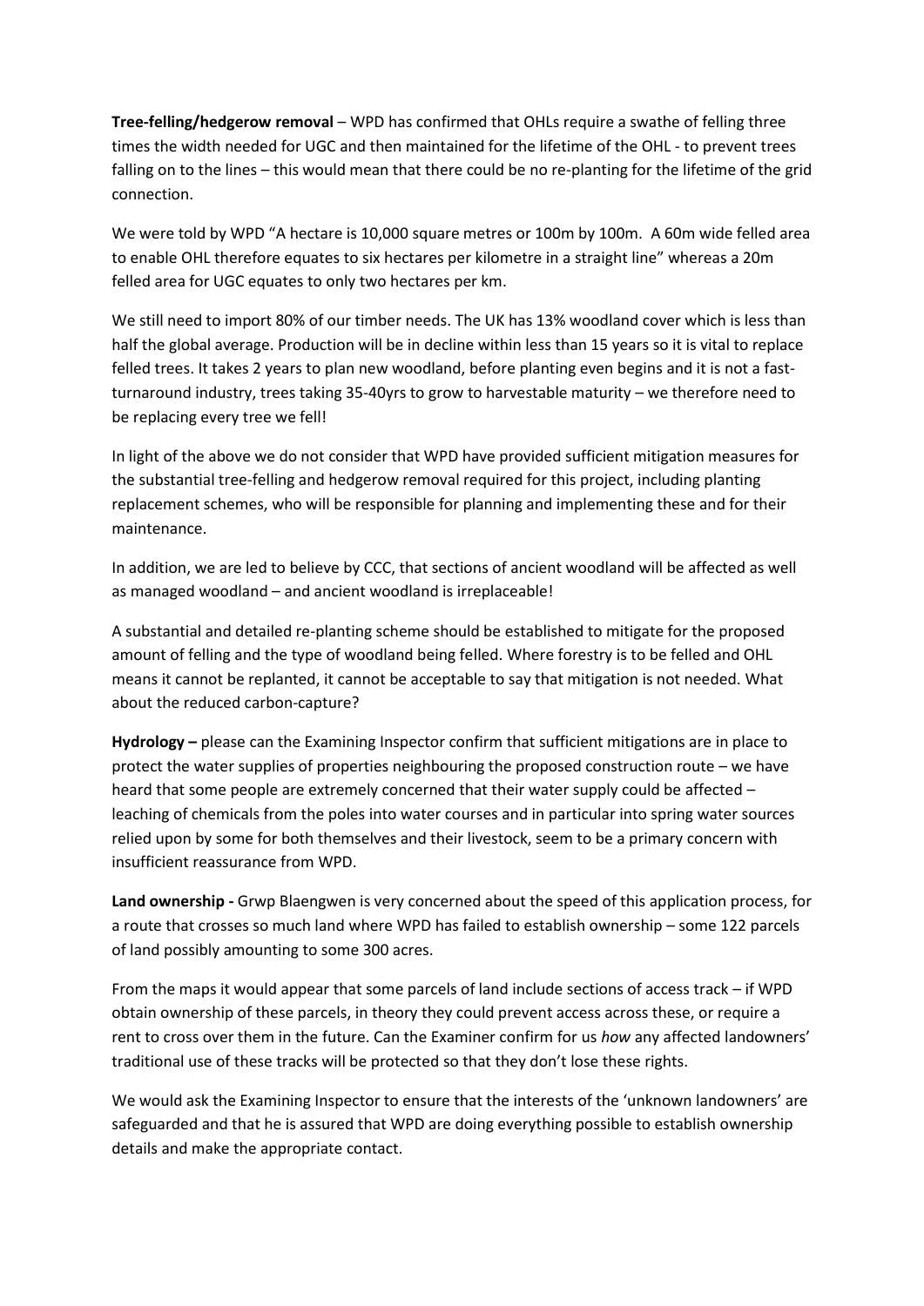**Tree-felling/hedgerow removal** – WPD has confirmed that OHLs require a swathe of felling three times the width needed for UGC and then maintained for the lifetime of the OHL - to prevent trees falling on to the lines – this would mean that there could be no re-planting for the lifetime of the grid connection.

We were told by WPD "A hectare is 10,000 square metres or 100m by 100m. A 60m wide felled area to enable OHL therefore equates to six hectares per kilometre in a straight line" whereas a 20m felled area for UGC equates to only two hectares per km.

We still need to import 80% of our timber needs. The UK has 13% woodland cover which is less than half the global average. Production will be in decline within less than 15 years so it is vital to replace felled trees. It takes 2 years to plan new woodland, before planting even begins and it is not a fast-turnaround industry, trees taking 35-40yrs to grow to harvestable maturity – we therefore need to be replacing every tree we fell!

In light of the above we do not consider that WPD have provided sufficient mitigation measures for the substantial tree-felling and hedgerow removal required for this project, including planting replacement schemes, who will be responsible for planning and implementing these and for their maintenance.

In addition, we are led to believe by CCC, that sections of ancient woodland will be affected as well as managed woodland – and ancient woodland is irreplaceable!

A substantial and detailed re-planting scheme should be established to mitigate for the proposed amount of felling and the type of woodland being felled. Where forestry is to be felled and OHL means it cannot be replanted, it cannot be acceptable to say that mitigation is not needed. What about the reduced carbon-capture?

**Hydrology –** please can the Examining Inspector confirm that sufficient mitigations are in place to protect the water supplies of properties neighbouring the proposed construction route – we have heard that some people are extremely concerned that their water supply could be affected – leaching of chemicals from the poles into water courses and in particular into spring water sources relied upon by some for both themselves and their livestock, seem to be a primary concern with insufficient reassurance from WPD.

**Land ownership -** Grwp Blaengwen is very concerned about the speed of this application process, for a route that crosses so much land where WPD has failed to establish ownership – some 122 parcels of land possibly amounting to some 300 acres.

From the maps it would appear that some parcels of land include sections of access track – if WPD obtain ownership of these parcels, in theory they could prevent access across these, or require a rent to cross over them in the future. Can the Examiner confirm for us *how* any affected landowners' traditional use of these tracks will be protected so that they don't lose these rights.

We would ask the Examining Inspector to ensure that the interests of the 'unknown landowners' are safeguarded and that he is assured that WPD are doing everything possible to establish ownership details and make the appropriate contact.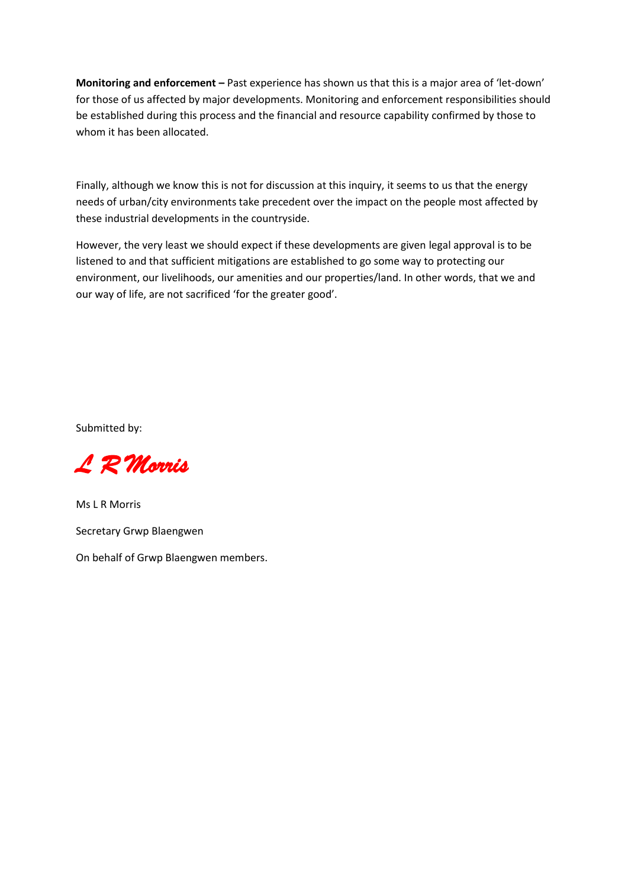**Monitoring and enforcement –** Past experience has shown us that this is a major area of 'let-down' for those of us affected by major developments. Monitoring and enforcement responsibilities should be established during this process and the financial and resource capability confirmed by those to whom it has been allocated.

Finally, although we know this is not for discussion at this inquiry, it seems to us that the energy needs of urban/city environments take precedent over the impact on the people most affected by these industrial developments in the countryside.

However, the very least we should expect if these developments are given legal approval is to be listened to and that sufficient mitigations are established to go some way to protecting our environment, our livelihoods, our amenities and our properties/land. In other words, that we and our way of life, are not sacrificed 'for the greater good'.

Submitted by:

*L R Morris*

Ms L R Morris

Secretary Grwp Blaengwen

On behalf of Grwp Blaengwen members.